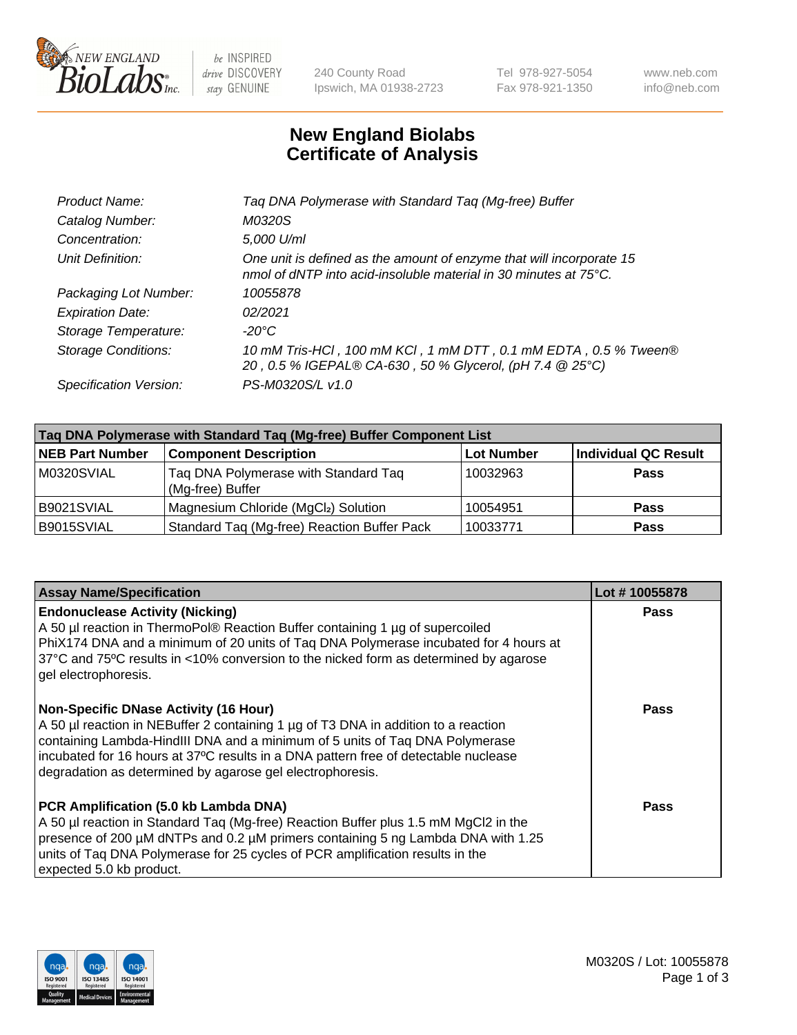New England Biolabs Inc. — be INSPIRED drive DISCOVERY stay GENUINE

240 County Road
Ipswich, MA 01938-2723

Tel 978-927-5054
Fax 978-921-1350

www.neb.com
info@neb.com

# New England Biolabs
# Certificate of Analysis

| | |
|---|---|
| *Product Name:* | *Taq DNA Polymerase with Standard Taq (Mg-free) Buffer* |
| *Catalog Number:* | *M0320S* |
| *Concentration:* | *5,000 U/ml* |
| *Unit Definition:* | *One unit is defined as the amount of enzyme that will incorporate 15 nmol of dNTP into acid-insoluble material in 30 minutes at 75°C.* |
| *Packaging Lot Number:* | *10055878* |
| *Expiration Date:* | *02/2021* |
| *Storage Temperature:* | *-20°C* |
| *Storage Conditions:* | *10 mM Tris-HCl , 100 mM KCl , 1 mM DTT , 0.1 mM EDTA , 0.5 % Tween® 20 , 0.5 % IGEPAL® CA-630 , 50 % Glycerol, (pH 7.4 @ 25°C)* |
| *Specification Version:* | *PS-M0320S/L v1.0* |

| Taq DNA Polymerase with Standard Taq (Mg-free) Buffer Component List | | | |
|---|---|---|---|
| **NEB Part Number** | **Component Description** | **Lot Number** | **Individual QC Result** |
| M0320SVIAL | Taq DNA Polymerase with Standard Taq (Mg-free) Buffer | 10032963 | **Pass** |
| B9021SVIAL | Magnesium Chloride ($MgCl_2$) Solution | 10054951 | **Pass** |
| B9015SVIAL | Standard Taq (Mg-free) Reaction Buffer Pack | 10033771 | **Pass** |

| Assay Name/Specification | Lot # 10055878 |
|---|---|
| **Endonuclease Activity (Nicking)** A 50 µl reaction in ThermoPol® Reaction Buffer containing 1 µg of supercoiled PhiX174 DNA and a minimum of 20 units of Taq DNA Polymerase incubated for 4 hours at 37°C and 75ºC results in <10% conversion to the nicked form as determined by agarose gel electrophoresis. | **Pass** |
| **Non-Specific DNase Activity (16 Hour)** A 50 µl reaction in NEBuffer 2 containing 1 µg of T3 DNA in addition to a reaction containing Lambda-HindIII DNA and a minimum of 5 units of Taq DNA Polymerase incubated for 16 hours at 37ºC results in a DNA pattern free of detectable nuclease degradation as determined by agarose gel electrophoresis. | **Pass** |
| **PCR Amplification (5.0 kb Lambda DNA)** A 50 µl reaction in Standard Taq (Mg-free) Reaction Buffer plus 1.5 mM $MgCl_2$ in the presence of 200 µM dNTPs and 0.2 µM primers containing 5 ng Lambda DNA with 1.25 units of Taq DNA Polymerase for 25 cycles of PCR amplification results in the expected 5.0 kb product. | **Pass** |

M0320S / Lot: 10055878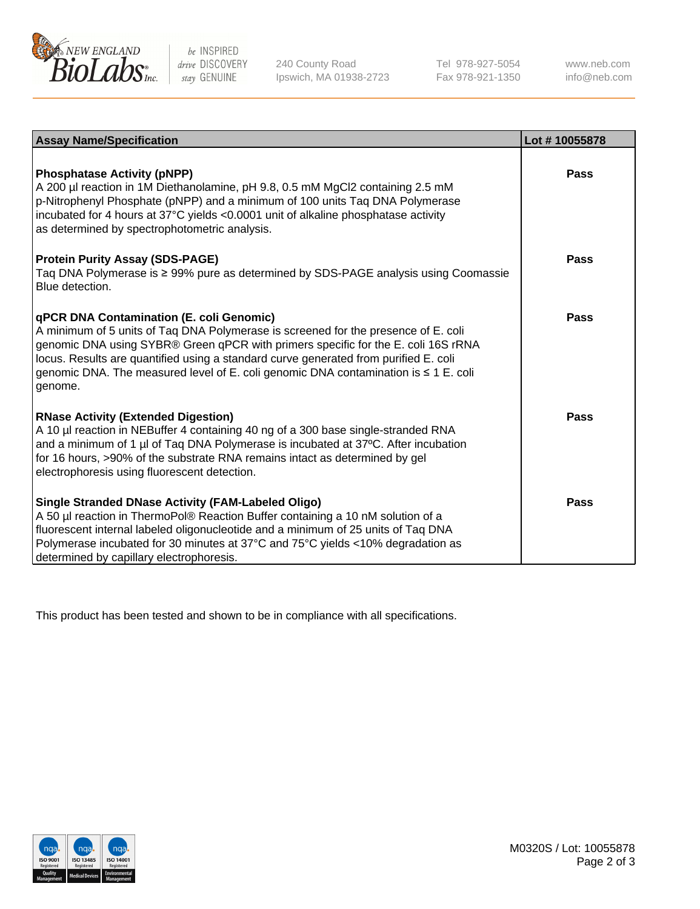| Assay Name/Specification | Lot # 10055878 |
| --- | --- |
| **Phosphatase Activity (pNPP)**<br>A 200 µl reaction in 1M Diethanolamine, pH 9.8, 0.5 mM $MgCl_2$ containing 2.5 mM p-Nitrophenyl Phosphate (pNPP) and a minimum of 100 units Taq DNA Polymerase incubated for 4 hours at 37°C yields <0.0001 unit of alkaline phosphatase activity as determined by spectrophotometric analysis. | Pass |
| **Protein Purity Assay (SDS-PAGE)**<br>Taq DNA Polymerase is ≥ 99% pure as determined by SDS-PAGE analysis using Coomassie Blue detection. | Pass |
| **qPCR DNA Contamination (E. coli Genomic)**<br>A minimum of 5 units of Taq DNA Polymerase is screened for the presence of E. coli genomic DNA using SYBR® Green qPCR with primers specific for the E. coli 16S rRNA locus. Results are quantified using a standard curve generated from purified E. coli genomic DNA. The measured level of E. coli genomic DNA contamination is ≤ 1 E. coli genome. | Pass |
| **RNase Activity (Extended Digestion)**<br>A 10 µl reaction in NEBuffer 4 containing 40 ng of a 300 base single-stranded RNA and a minimum of 1 µl of Taq DNA Polymerase is incubated at 37ºC. After incubation for 16 hours, >90% of the substrate RNA remains intact as determined by gel electrophoresis using fluorescent detection. | Pass |
| **Single Stranded DNase Activity (FAM-Labeled Oligo)**<br>A 50 µl reaction in ThermoPol® Reaction Buffer containing a 10 nM solution of a fluorescent internal labeled oligonucleotide and a minimum of 25 units of Taq DNA Polymerase incubated for 30 minutes at 37°C and 75°C yields <10% degradation as determined by capillary electrophoresis. | Pass |

This product has been tested and shown to be in compliance with all specifications.

M0320S / Lot: 10055878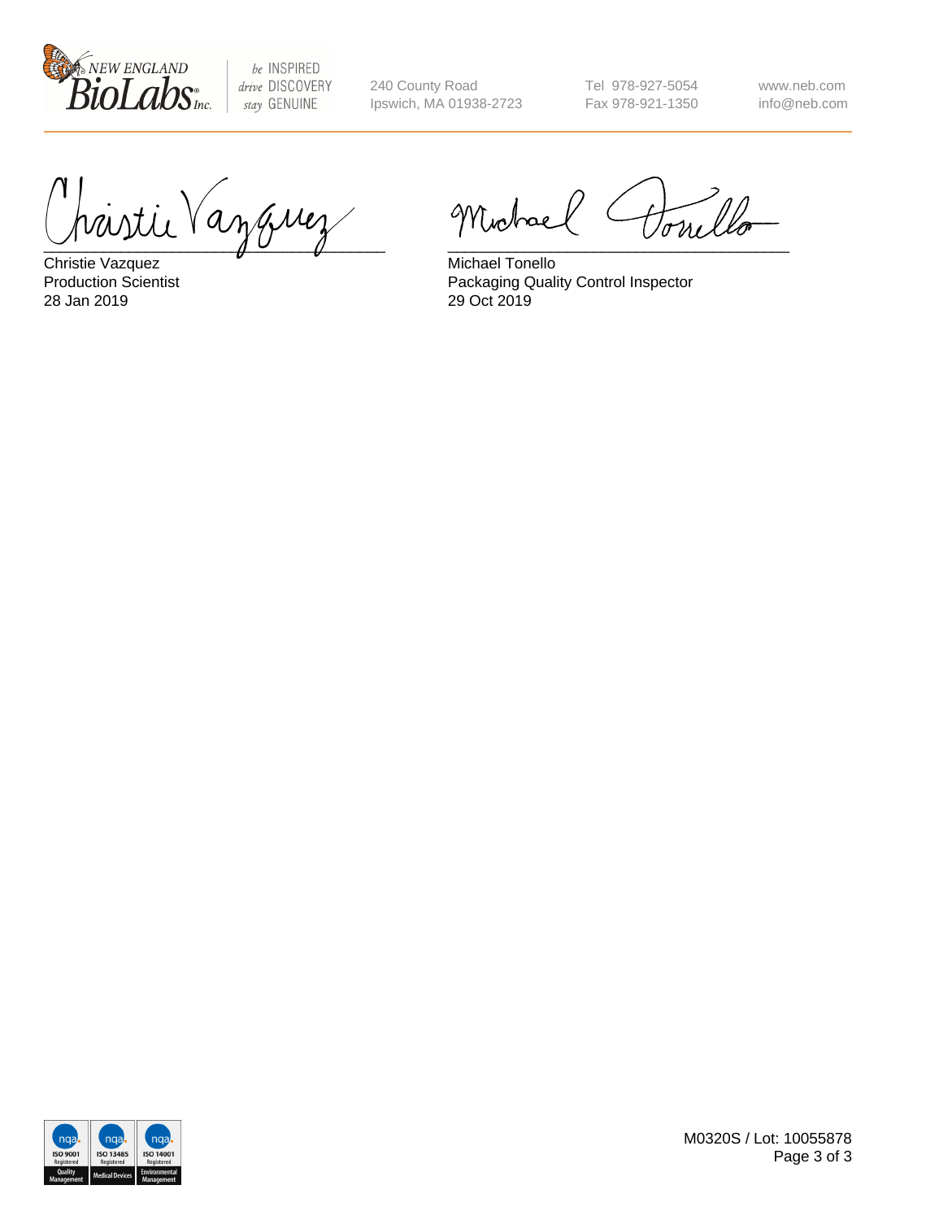Christie Vazquez
Production Scientist
28 Jan 2019

Michael Tonello
Packaging Quality Control Inspector
29 Oct 2019